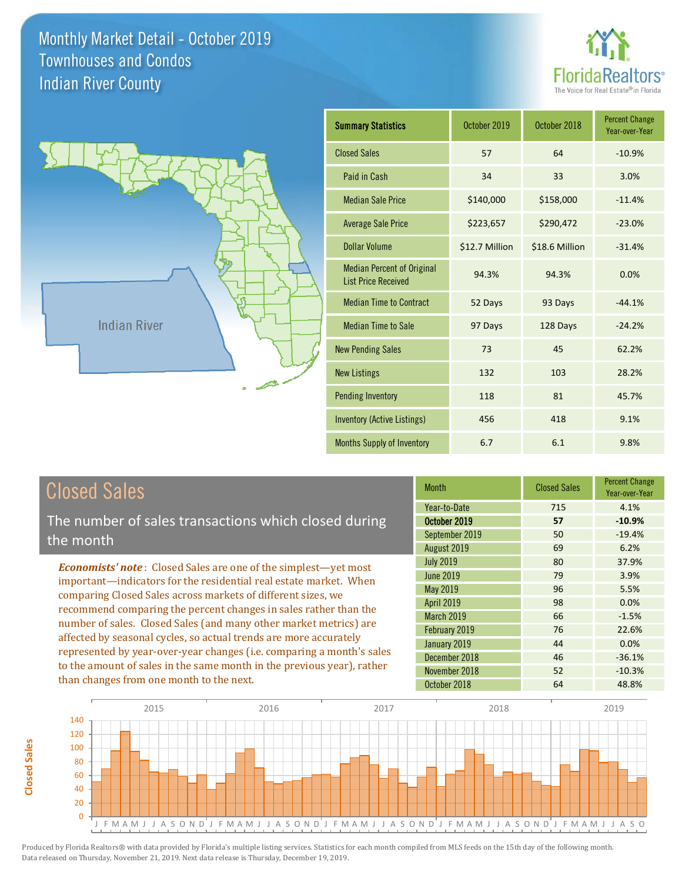# Monthly Market Detail - October 2019
## Townhouses and Condos
## Indian River County

FloridaRealtors® The Voice for Real Estate® in Florida

Indian River

| Summary Statistics | October 2019 | October 2018 | Percent Change Year-over-Year |
|---|---|---|---|
| Closed Sales | 57 | 64 | -10.9% |
| Paid in Cash | 34 | 33 | 3.0% |
| Median Sale Price | $140,000 | $158,000 | -11.4% |
| Average Sale Price | $223,657 | $290,472 | -23.0% |
| Dollar Volume | $12.7 Million | $18.6 Million | -31.4% |
| Median Percent of Original List Price Received | 94.3% | 94.3% | 0.0% |
| Median Time to Contract | 52 Days | 93 Days | -44.1% |
| Median Time to Sale | 97 Days | 128 Days | -24.2% |
| New Pending Sales | 73 | 45 | 62.2% |
| New Listings | 132 | 103 | 28.2% |
| Pending Inventory | 118 | 81 | 45.7% |
| Inventory (Active Listings) | 456 | 418 | 9.1% |
| Months Supply of Inventory | 6.7 | 6.1 | 9.8% |

## Closed Sales

The number of sales transactions which closed during the month

*Economists' note*: Closed Sales are one of the simplest—yet most important—indicators for the residential real estate market. When comparing Closed Sales across markets of different sizes, we recommend comparing the percent changes in sales rather than the number of sales. Closed Sales (and many other market metrics) are affected by seasonal cycles, so actual trends are more accurately represented by year-over-year changes (i.e. comparing a month's sales to the amount of sales in the same month in the previous year), rather than changes from one month to the next.

| Month | Closed Sales | Percent Change Year-over-Year |
|---|---|---|
| Year-to-Date | 715 | 4.1% |
| **October 2019** | **57** | **-10.9%** |
| September 2019 | 50 | -19.4% |
| August 2019 | 69 | 6.2% |
| July 2019 | 80 | 37.9% |
| June 2019 | 79 | 3.9% |
| May 2019 | 96 | 5.5% |
| April 2019 | 98 | 0.0% |
| March 2019 | 66 | -1.5% |
| February 2019 | 76 | 22.6% |
| January 2019 | 44 | 0.0% |
| December 2018 | 46 | -36.1% |
| November 2018 | 52 | -10.3% |
| October 2018 | 64 | 48.8% |

Produced by Florida Realtors® with data provided by Florida's multiple listing services. Statistics for each month compiled from MLS feeds on the 15th day of the following month. Data released on Thursday, November 21, 2019. Next data release is Thursday, December 19, 2019.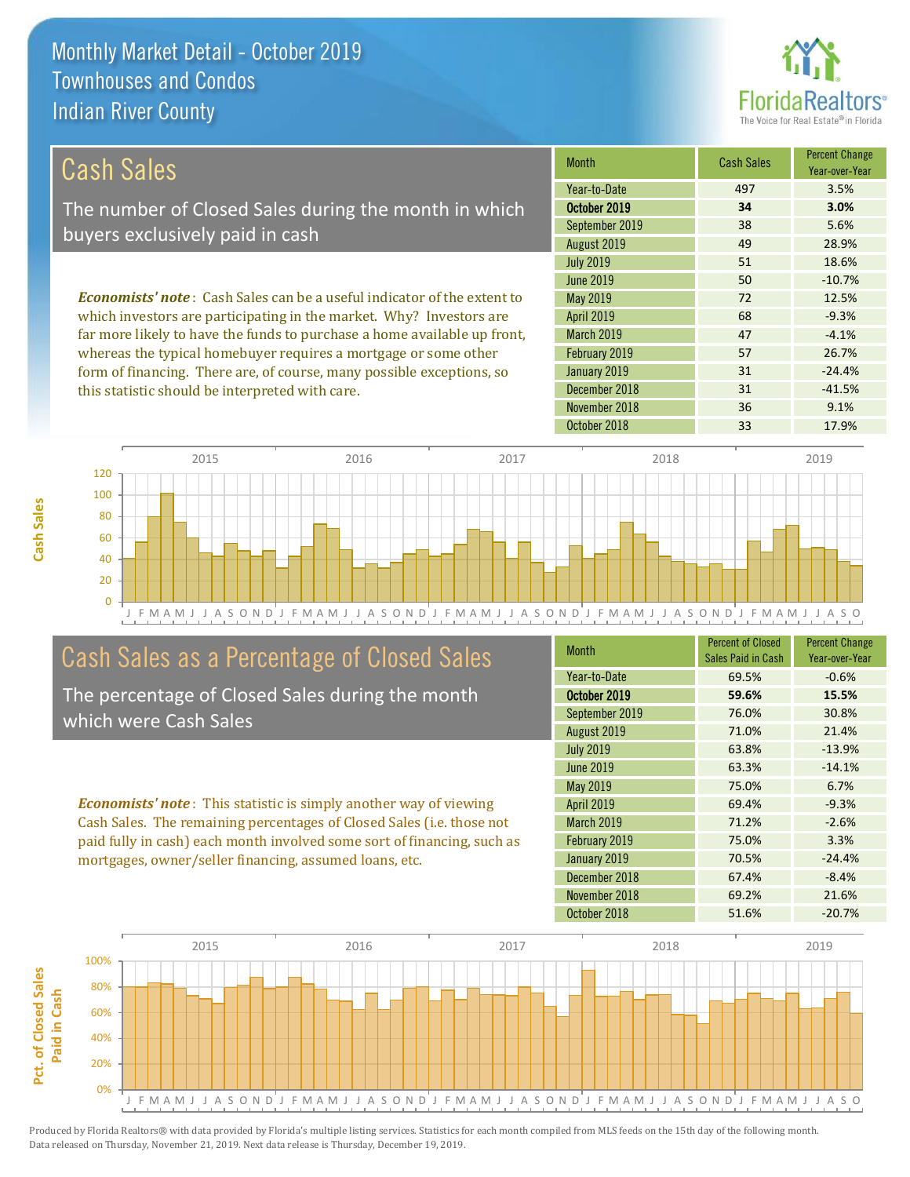# Monthly Market Detail - October 2019
## Townhouses and Condos
## Indian River County

## Cash Sales

The number of Closed Sales during the month in which buyers exclusively paid in cash

*Economists' note*: Cash Sales can be a useful indicator of the extent to which investors are participating in the market. Why? Investors are far more likely to have the funds to purchase a home available up front, whereas the typical homebuyer requires a mortgage or some other form of financing. There are, of course, many possible exceptions, so this statistic should be interpreted with care.

| Month | Cash Sales | Percent Change Year-over-Year |
|---|---|---|
| Year-to-Date | 497 | 3.5% |
| **October 2019** | **34** | **3.0%** |
| September 2019 | 38 | 5.6% |
| August 2019 | 49 | 28.9% |
| July 2019 | 51 | 18.6% |
| June 2019 | 50 | -10.7% |
| May 2019 | 72 | 12.5% |
| April 2019 | 68 | -9.3% |
| March 2019 | 47 | -4.1% |
| February 2019 | 57 | 26.7% |
| January 2019 | 31 | -24.4% |
| December 2018 | 31 | -41.5% |
| November 2018 | 36 | 9.1% |
| October 2018 | 33 | 17.9% |

## Cash Sales as a Percentage of Closed Sales

The percentage of Closed Sales during the month which were Cash Sales

*Economists' note*: This statistic is simply another way of viewing Cash Sales. The remaining percentages of Closed Sales (i.e. those not paid fully in cash) each month involved some sort of financing, such as mortgages, owner/seller financing, assumed loans, etc.

| Month | Percent of Closed Sales Paid in Cash | Percent Change Year-over-Year |
|---|---|---|
| Year-to-Date | 69.5% | -0.6% |
| **October 2019** | **59.6%** | **15.5%** |
| September 2019 | 76.0% | 30.8% |
| August 2019 | 71.0% | 21.4% |
| July 2019 | 63.8% | -13.9% |
| June 2019 | 63.3% | -14.1% |
| May 2019 | 75.0% | 6.7% |
| April 2019 | 69.4% | -9.3% |
| March 2019 | 71.2% | -2.6% |
| February 2019 | 75.0% | 3.3% |
| January 2019 | 70.5% | -24.4% |
| December 2018 | 67.4% | -8.4% |
| November 2018 | 69.2% | 21.6% |
| October 2018 | 51.6% | -20.7% |

Produced by Florida Realtors® with data provided by Florida's multiple listing services. Statistics for each month compiled from MLS feeds on the 15th day of the following month. Data released on Thursday, November 21, 2019. Next data release is Thursday, December 19, 2019.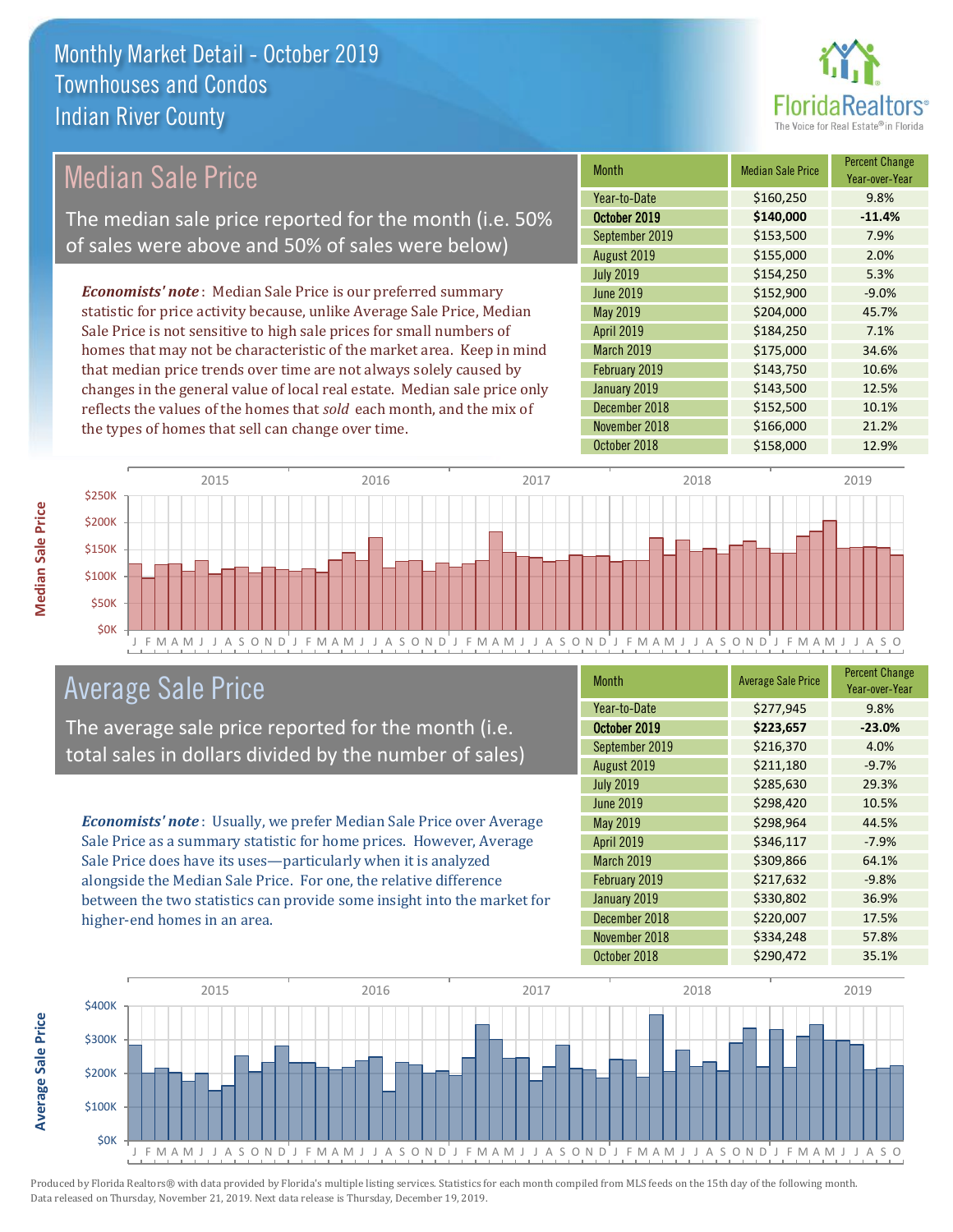# Monthly Market Detail - October 2019
## Townhouses and Condos
## Indian River County

## Median Sale Price

The median sale price reported for the month (i.e. 50% of sales were above and 50% of sales were below)

*Economists' note*: Median Sale Price is our preferred summary statistic for price activity because, unlike Average Sale Price, Median Sale Price is not sensitive to high sale prices for small numbers of homes that may not be characteristic of the market area. Keep in mind that median price trends over time are not always solely caused by changes in the general value of local real estate. Median sale price only reflects the values of the homes that *sold* each month, and the mix of the types of homes that sell can change over time.

| Month | Median Sale Price | Percent Change Year-over-Year |
|---|---|---|
| Year-to-Date | $160,250 | 9.8% |
| **October 2019** | **$140,000** | **-11.4%** |
| September 2019 | $153,500 | 7.9% |
| August 2019 | $155,000 | 2.0% |
| July 2019 | $154,250 | 5.3% |
| June 2019 | $152,900 | -9.0% |
| May 2019 | $204,000 | 45.7% |
| April 2019 | $184,250 | 7.1% |
| March 2019 | $175,000 | 34.6% |
| February 2019 | $143,750 | 10.6% |
| January 2019 | $143,500 | 12.5% |
| December 2018 | $152,500 | 10.1% |
| November 2018 | $166,000 | 21.2% |
| October 2018 | $158,000 | 12.9% |

## Average Sale Price

The average sale price reported for the month (i.e. total sales in dollars divided by the number of sales)

*Economists' note*: Usually, we prefer Median Sale Price over Average Sale Price as a summary statistic for home prices. However, Average Sale Price does have its uses—particularly when it is analyzed alongside the Median Sale Price. For one, the relative difference between the two statistics can provide some insight into the market for higher-end homes in an area.

| Month | Average Sale Price | Percent Change Year-over-Year |
|---|---|---|
| Year-to-Date | $277,945 | 9.8% |
| **October 2019** | **$223,657** | **-23.0%** |
| September 2019 | $216,370 | 4.0% |
| August 2019 | $211,180 | -9.7% |
| July 2019 | $285,630 | 29.3% |
| June 2019 | $298,420 | 10.5% |
| May 2019 | $298,964 | 44.5% |
| April 2019 | $346,117 | -7.9% |
| March 2019 | $309,866 | 64.1% |
| February 2019 | $217,632 | -9.8% |
| January 2019 | $330,802 | 36.9% |
| December 2018 | $220,007 | 17.5% |
| November 2018 | $334,248 | 57.8% |
| October 2018 | $290,472 | 35.1% |

Produced by Florida Realtors® with data provided by Florida's multiple listing services. Statistics for each month compiled from MLS feeds on the 15th day of the following month. Data released on Thursday, November 21, 2019. Next data release is Thursday, December 19, 2019.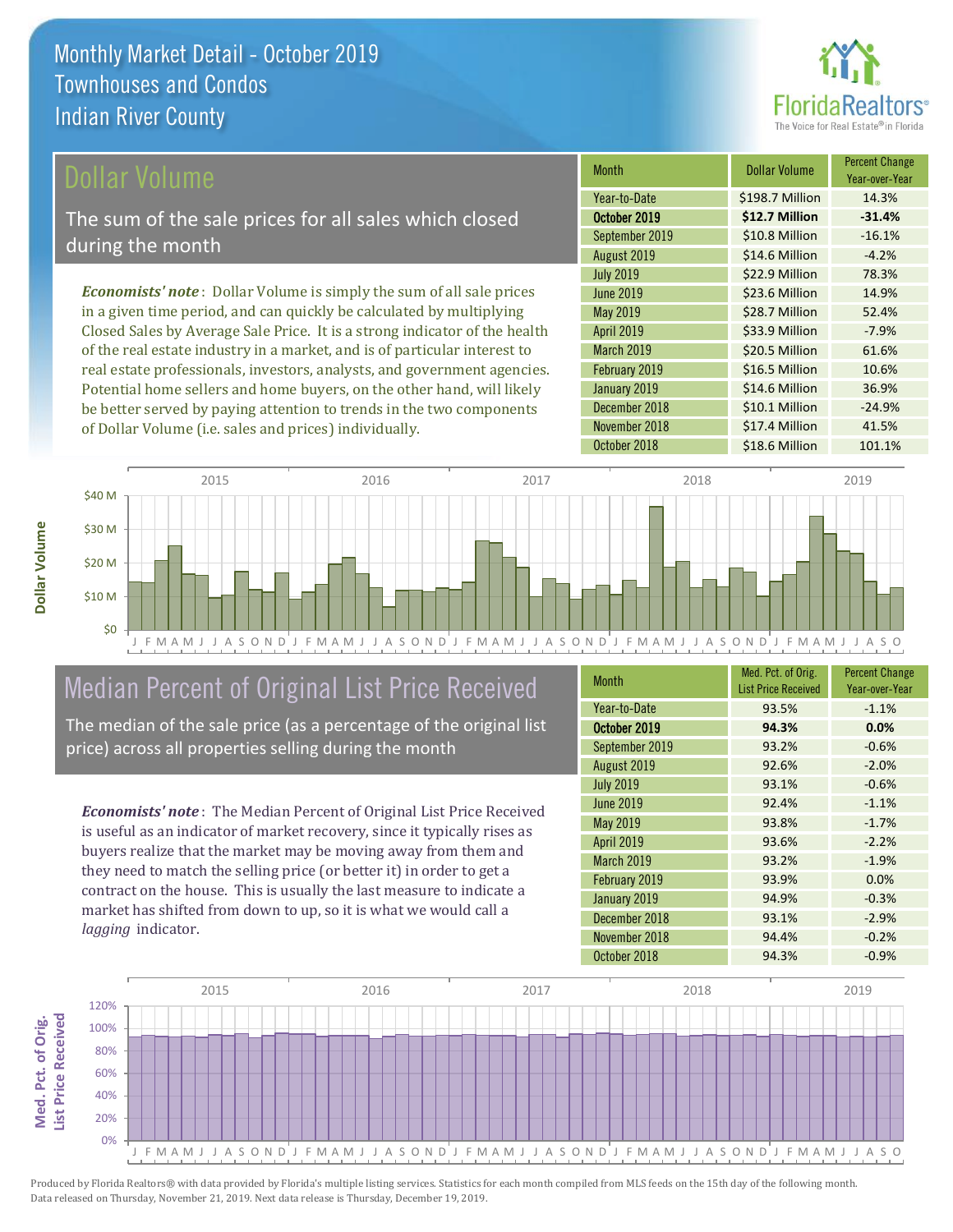# Monthly Market Detail - October 2019
## Townhouses and Condos
## Indian River County

## Dollar Volume

The sum of the sale prices for all sales which closed during the month

*Economists' note*: Dollar Volume is simply the sum of all sale prices in a given time period, and can quickly be calculated by multiplying Closed Sales by Average Sale Price. It is a strong indicator of the health of the real estate industry in a market, and is of particular interest to real estate professionals, investors, analysts, and government agencies. Potential home sellers and home buyers, on the other hand, will likely be better served by paying attention to trends in the two components of Dollar Volume (i.e. sales and prices) individually.

| Month | Dollar Volume | Percent Change Year-over-Year |
|---|---|---|
| Year-to-Date | $198.7 Million | 14.3% |
| **October 2019** | **$12.7 Million** | **-31.4%** |
| September 2019 | $10.8 Million | -16.1% |
| August 2019 | $14.6 Million | -4.2% |
| July 2019 | $22.9 Million | 78.3% |
| June 2019 | $23.6 Million | 14.9% |
| May 2019 | $28.7 Million | 52.4% |
| April 2019 | $33.9 Million | -7.9% |
| March 2019 | $20.5 Million | 61.6% |
| February 2019 | $16.5 Million | 10.6% |
| January 2019 | $14.6 Million | 36.9% |
| December 2018 | $10.1 Million | -24.9% |
| November 2018 | $17.4 Million | 41.5% |
| October 2018 | $18.6 Million | 101.1% |

## Median Percent of Original List Price Received

The median of the sale price (as a percentage of the original list price) across all properties selling during the month

*Economists' note*: The Median Percent of Original List Price Received is useful as an indicator of market recovery, since it typically rises as buyers realize that the market may be moving away from them and they need to match the selling price (or better it) in order to get a contract on the house. This is usually the last measure to indicate a market has shifted from down to up, so it is what we would call a *lagging* indicator.

| Month | Med. Pct. of Orig. List Price Received | Percent Change Year-over-Year |
|---|---|---|
| Year-to-Date | 93.5% | -1.1% |
| **October 2019** | **94.3%** | **0.0%** |
| September 2019 | 93.2% | -0.6% |
| August 2019 | 92.6% | -2.0% |
| July 2019 | 93.1% | -0.6% |
| June 2019 | 92.4% | -1.1% |
| May 2019 | 93.8% | -1.7% |
| April 2019 | 93.6% | -2.2% |
| March 2019 | 93.2% | -1.9% |
| February 2019 | 93.9% | 0.0% |
| January 2019 | 94.9% | -0.3% |
| December 2018 | 93.1% | -2.9% |
| November 2018 | 94.4% | -0.2% |
| October 2018 | 94.3% | -0.9% |

Produced by Florida Realtors® with data provided by Florida's multiple listing services. Statistics for each month compiled from MLS feeds on the 15th day of the following month. Data released on Thursday, November 21, 2019. Next data release is Thursday, December 19, 2019.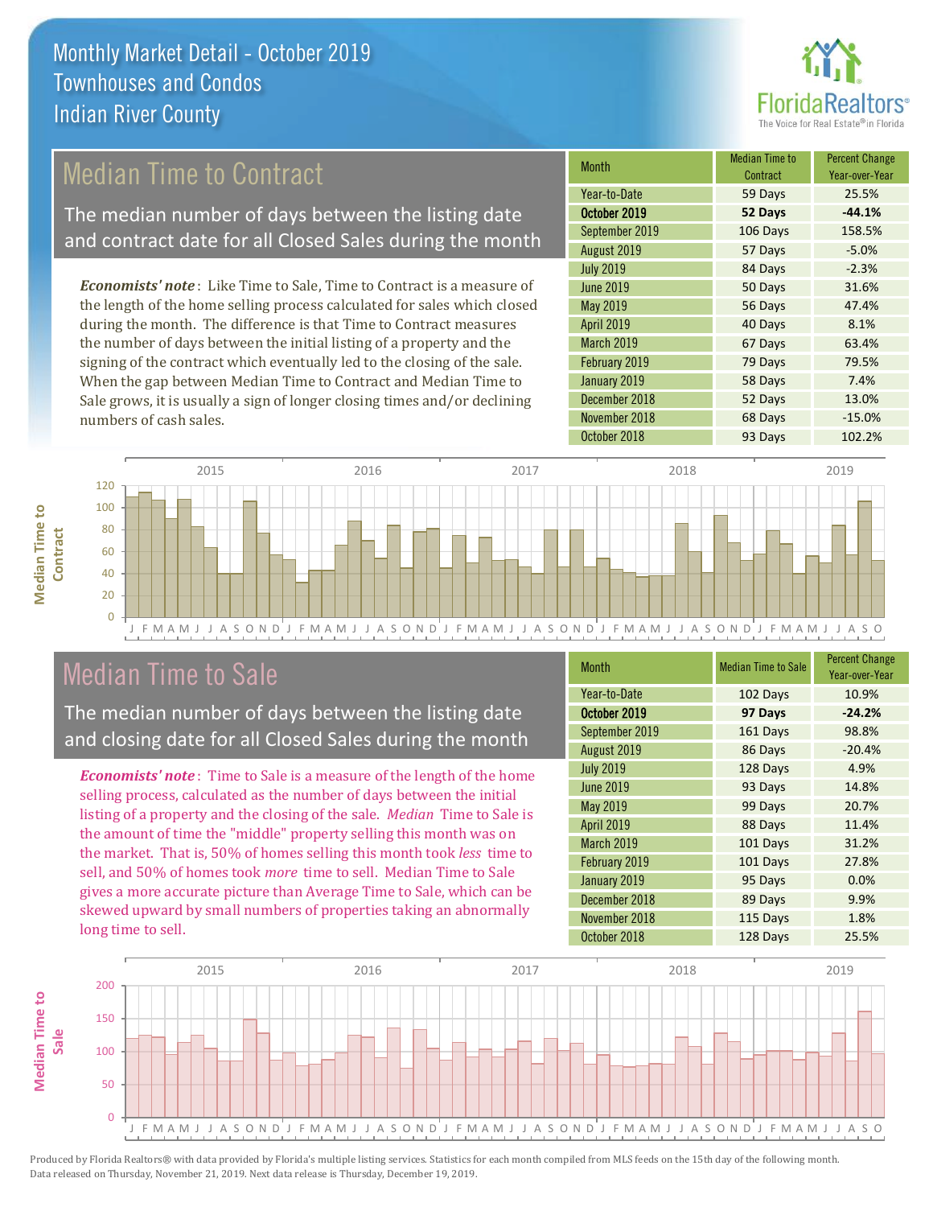# Monthly Market Detail - October 2019
## Townhouses and Condos
## Indian River County

## Median Time to Contract

The median number of days between the listing date and contract date for all Closed Sales during the month

***Economists' note***: Like Time to Sale, Time to Contract is a measure of the length of the home selling process calculated for sales which closed during the month. The difference is that Time to Contract measures the number of days between the initial listing of a property and the signing of the contract which eventually led to the closing of the sale. When the gap between Median Time to Contract and Median Time to Sale grows, it is usually a sign of longer closing times and/or declining numbers of cash sales.

| Month | Median Time to Contract | Percent Change Year-over-Year |
|---|---|---|
| Year-to-Date | 59 Days | 25.5% |
| **October 2019** | **52 Days** | **-44.1%** |
| September 2019 | 106 Days | 158.5% |
| August 2019 | 57 Days | -5.0% |
| July 2019 | 84 Days | -2.3% |
| June 2019 | 50 Days | 31.6% |
| May 2019 | 56 Days | 47.4% |
| April 2019 | 40 Days | 8.1% |
| March 2019 | 67 Days | 63.4% |
| February 2019 | 79 Days | 79.5% |
| January 2019 | 58 Days | 7.4% |
| December 2018 | 52 Days | 13.0% |
| November 2018 | 68 Days | -15.0% |
| October 2018 | 93 Days | 102.2% |

## Median Time to Sale

The median number of days between the listing date and closing date for all Closed Sales during the month

***Economists' note***: Time to Sale is a measure of the length of the home selling process, calculated as the number of days between the initial listing of a property and the closing of the sale. *Median* Time to Sale is the amount of time the "middle" property selling this month was on the market. That is, 50% of homes selling this month took *less* time to sell, and 50% of homes took *more* time to sell. Median Time to Sale gives a more accurate picture than Average Time to Sale, which can be skewed upward by small numbers of properties taking an abnormally long time to sell.

| Month | Median Time to Sale | Percent Change Year-over-Year |
|---|---|---|
| Year-to-Date | 102 Days | 10.9% |
| **October 2019** | **97 Days** | **-24.2%** |
| September 2019 | 161 Days | 98.8% |
| August 2019 | 86 Days | -20.4% |
| July 2019 | 128 Days | 4.9% |
| June 2019 | 93 Days | 14.8% |
| May 2019 | 99 Days | 20.7% |
| April 2019 | 88 Days | 11.4% |
| March 2019 | 101 Days | 31.2% |
| February 2019 | 101 Days | 27.8% |
| January 2019 | 95 Days | 0.0% |
| December 2018 | 89 Days | 9.9% |
| November 2018 | 115 Days | 1.8% |
| October 2018 | 128 Days | 25.5% |

Produced by Florida Realtors® with data provided by Florida's multiple listing services. Statistics for each month compiled from MLS feeds on the 15th day of the following month. Data released on Thursday, November 21, 2019. Next data release is Thursday, December 19, 2019.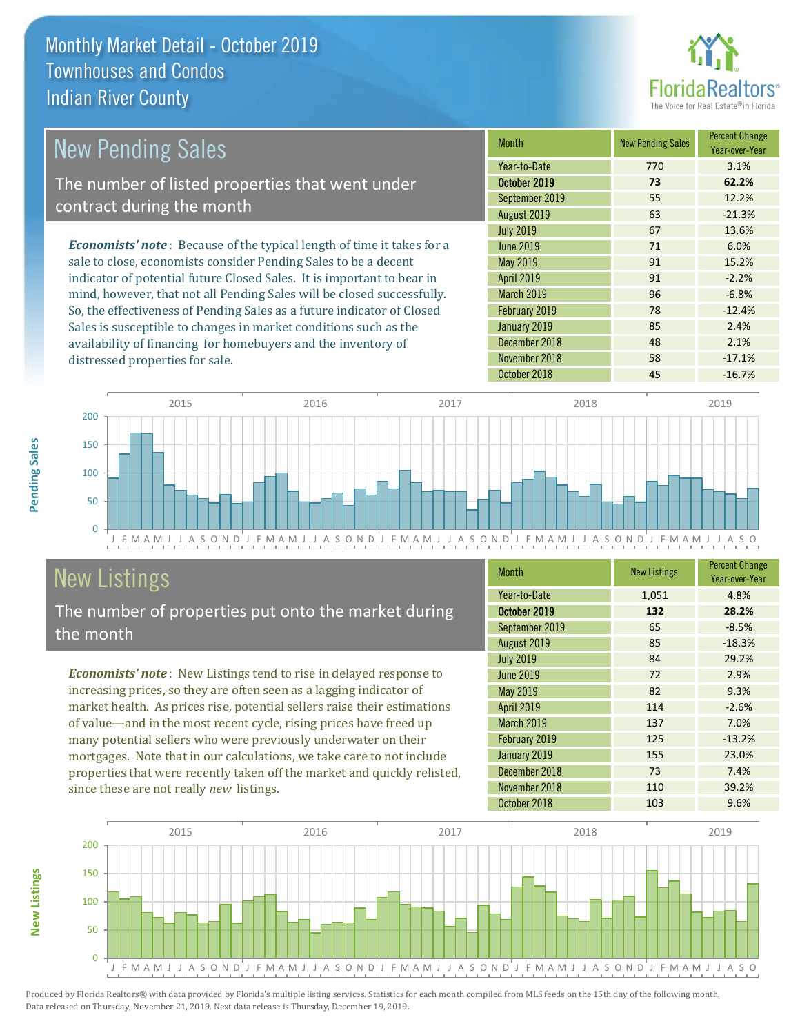# Monthly Market Detail - October 2019
## Townhouses and Condos
## Indian River County

## New Pending Sales

The number of listed properties that went under contract during the month

*Economists' note*: Because of the typical length of time it takes for a sale to close, economists consider Pending Sales to be a decent indicator of potential future Closed Sales. It is important to bear in mind, however, that not all Pending Sales will be closed successfully. So, the effectiveness of Pending Sales as a future indicator of Closed Sales is susceptible to changes in market conditions such as the availability of financing for homebuyers and the inventory of distressed properties for sale.

| Month | New Pending Sales | Percent Change Year-over-Year |
|---|---|---|
| Year-to-Date | 770 | 3.1% |
| **October 2019** | **73** | **62.2%** |
| September 2019 | 55 | 12.2% |
| August 2019 | 63 | -21.3% |
| July 2019 | 67 | 13.6% |
| June 2019 | 71 | 6.0% |
| May 2019 | 91 | 15.2% |
| April 2019 | 91 | -2.2% |
| March 2019 | 96 | -6.8% |
| February 2019 | 78 | -12.4% |
| January 2019 | 85 | 2.4% |
| December 2018 | 48 | 2.1% |
| November 2018 | 58 | -17.1% |
| October 2018 | 45 | -16.7% |

## New Listings

The number of properties put onto the market during the month

*Economists' note*: New Listings tend to rise in delayed response to increasing prices, so they are often seen as a lagging indicator of market health. As prices rise, potential sellers raise their estimations of value—and in the most recent cycle, rising prices have freed up many potential sellers who were previously underwater on their mortgages. Note that in our calculations, we take care to not include properties that were recently taken off the market and quickly relisted, since these are not really *new* listings.

| Month | New Listings | Percent Change Year-over-Year |
|---|---|---|
| Year-to-Date | 1,051 | 4.8% |
| **October 2019** | **132** | **28.2%** |
| September 2019 | 65 | -8.5% |
| August 2019 | 85 | -18.3% |
| July 2019 | 84 | 29.2% |
| June 2019 | 72 | 2.9% |
| May 2019 | 82 | 9.3% |
| April 2019 | 114 | -2.6% |
| March 2019 | 137 | 7.0% |
| February 2019 | 125 | -13.2% |
| January 2019 | 155 | 23.0% |
| December 2018 | 73 | 7.4% |
| November 2018 | 110 | 39.2% |
| October 2018 | 103 | 9.6% |

Produced by Florida Realtors® with data provided by Florida's multiple listing services. Statistics for each month compiled from MLS feeds on the 15th day of the following month. Data released on Thursday, November 21, 2019. Next data release is Thursday, December 19, 2019.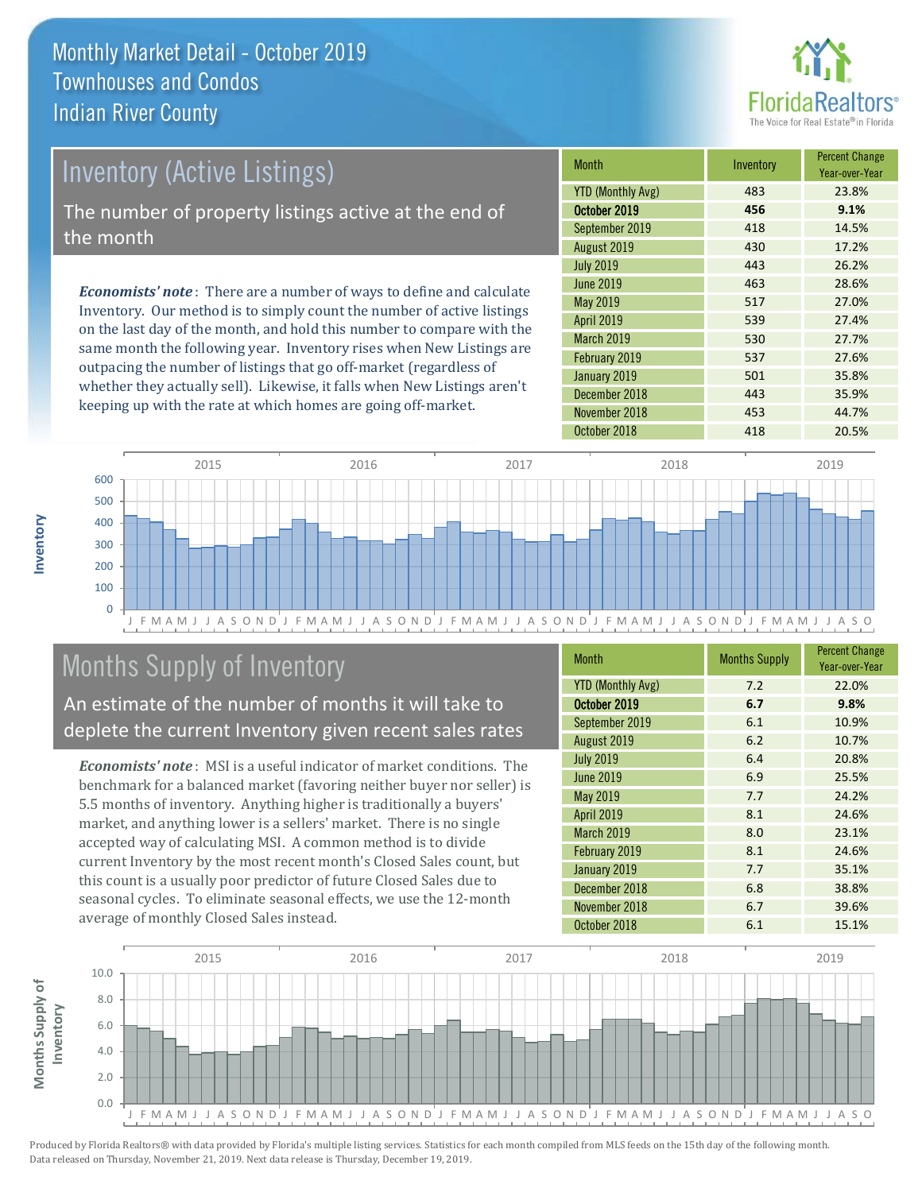# Monthly Market Detail - October 2019
## Townhouses and Condos
## Indian River County

## Inventory (Active Listings)

The number of property listings active at the end of the month

***Economists' note***: There are a number of ways to define and calculate Inventory. Our method is to simply count the number of active listings on the last day of the month, and hold this number to compare with the same month the following year. Inventory rises when New Listings are outpacing the number of listings that go off-market (regardless of whether they actually sell). Likewise, it falls when New Listings aren't keeping up with the rate at which homes are going off-market.

| Month | Inventory | Percent Change Year-over-Year |
|---|---|---|
| YTD (Monthly Avg) | 483 | 23.8% |
| **October 2019** | **456** | **9.1%** |
| September 2019 | 418 | 14.5% |
| August 2019 | 430 | 17.2% |
| July 2019 | 443 | 26.2% |
| June 2019 | 463 | 28.6% |
| May 2019 | 517 | 27.0% |
| April 2019 | 539 | 27.4% |
| March 2019 | 530 | 27.7% |
| February 2019 | 537 | 27.6% |
| January 2019 | 501 | 35.8% |
| December 2018 | 443 | 35.9% |
| November 2018 | 453 | 44.7% |
| October 2018 | 418 | 20.5% |

## Months Supply of Inventory

An estimate of the number of months it will take to deplete the current Inventory given recent sales rates

***Economists' note***: MSI is a useful indicator of market conditions. The benchmark for a balanced market (favoring neither buyer nor seller) is 5.5 months of inventory. Anything higher is traditionally a buyers' market, and anything lower is a sellers' market. There is no single accepted way of calculating MSI. A common method is to divide current Inventory by the most recent month's Closed Sales count, but this count is a usually poor predictor of future Closed Sales due to seasonal cycles. To eliminate seasonal effects, we use the 12-month average of monthly Closed Sales instead.

| Month | Months Supply | Percent Change Year-over-Year |
|---|---|---|
| YTD (Monthly Avg) | 7.2 | 22.0% |
| **October 2019** | **6.7** | **9.8%** |
| September 2019 | 6.1 | 10.9% |
| August 2019 | 6.2 | 10.7% |
| July 2019 | 6.4 | 20.8% |
| June 2019 | 6.9 | 25.5% |
| May 2019 | 7.7 | 24.2% |
| April 2019 | 8.1 | 24.6% |
| March 2019 | 8.0 | 23.1% |
| February 2019 | 8.1 | 24.6% |
| January 2019 | 7.7 | 35.1% |
| December 2018 | 6.8 | 38.8% |
| November 2018 | 6.7 | 39.6% |
| October 2018 | 6.1 | 15.1% |

Produced by Florida Realtors® with data provided by Florida's multiple listing services. Statistics for each month compiled from MLS feeds on the 15th day of the following month. Data released on Thursday, November 21, 2019. Next data release is Thursday, December 19, 2019.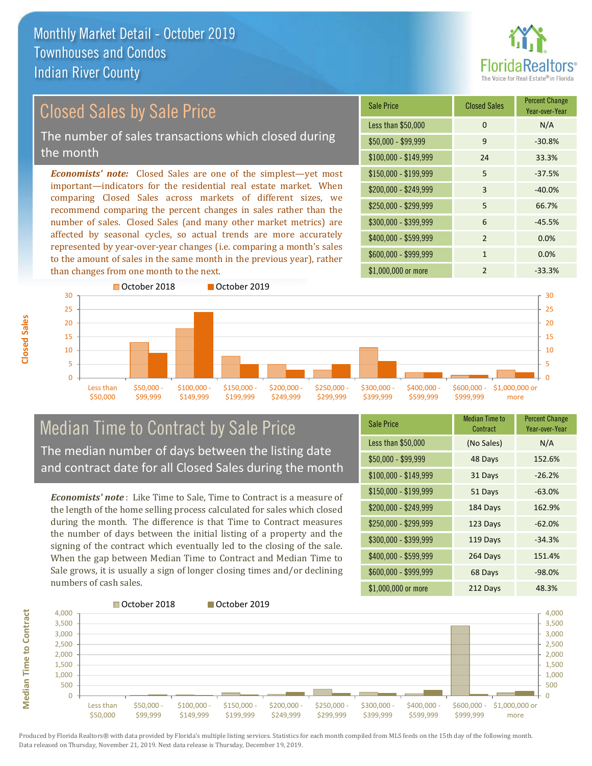# Monthly Market Detail - October 2019
## Townhouses and Condos
## Indian River County

## Closed Sales by Sale Price

The number of sales transactions which closed during the month

***Economists' note:*** Closed Sales are one of the simplest—yet most important—indicators for the residential real estate market. When comparing Closed Sales across markets of different sizes, we recommend comparing the percent changes in sales rather than the number of sales. Closed Sales (and many other market metrics) are affected by seasonal cycles, so actual trends are more accurately represented by year-over-year changes (i.e. comparing a month's sales to the amount of sales in the same month in the previous year), rather than changes from one month to the next.

| Sale Price | Closed Sales | Percent Change Year-over-Year |
|---|---|---|
| Less than $50,000 | 0 | N/A |
| $50,000 - $99,999 | 9 | -30.8% |
| $100,000 - $149,999 | 24 | 33.3% |
| $150,000 - $199,999 | 5 | -37.5% |
| $200,000 - $249,999 | 3 | -40.0% |
| $250,000 - $299,999 | 5 | 66.7% |
| $300,000 - $399,999 | 6 | -45.5% |
| $400,000 - $599,999 | 2 | 0.0% |
| $600,000 - $999,999 | 1 | 0.0% |
| $1,000,000 or more | 2 | -33.3% |

## Median Time to Contract by Sale Price

The median number of days between the listing date and contract date for all Closed Sales during the month

***Economists' note***: Like Time to Sale, Time to Contract is a measure of the length of the home selling process calculated for sales which closed during the month. The difference is that Time to Contract measures the number of days between the initial listing of a property and the signing of the contract which eventually led to the closing of the sale. When the gap between Median Time to Contract and Median Time to Sale grows, it is usually a sign of longer closing times and/or declining numbers of cash sales.

| Sale Price | Median Time to Contract | Percent Change Year-over-Year |
|---|---|---|
| Less than $50,000 | (No Sales) | N/A |
| $50,000 - $99,999 | 48 Days | 152.6% |
| $100,000 - $149,999 | 31 Days | -26.2% |
| $150,000 - $199,999 | 51 Days | -63.0% |
| $200,000 - $249,999 | 184 Days | 162.9% |
| $250,000 - $299,999 | 123 Days | -62.0% |
| $300,000 - $399,999 | 119 Days | -34.3% |
| $400,000 - $599,999 | 264 Days | 151.4% |
| $600,000 - $999,999 | 68 Days | -98.0% |
| $1,000,000 or more | 212 Days | 48.3% |

Produced by Florida Realtors® with data provided by Florida's multiple listing services. Statistics for each month compiled from MLS feeds on the 15th day of the following month. Data released on Thursday, November 21, 2019. Next data release is Thursday, December 19, 2019.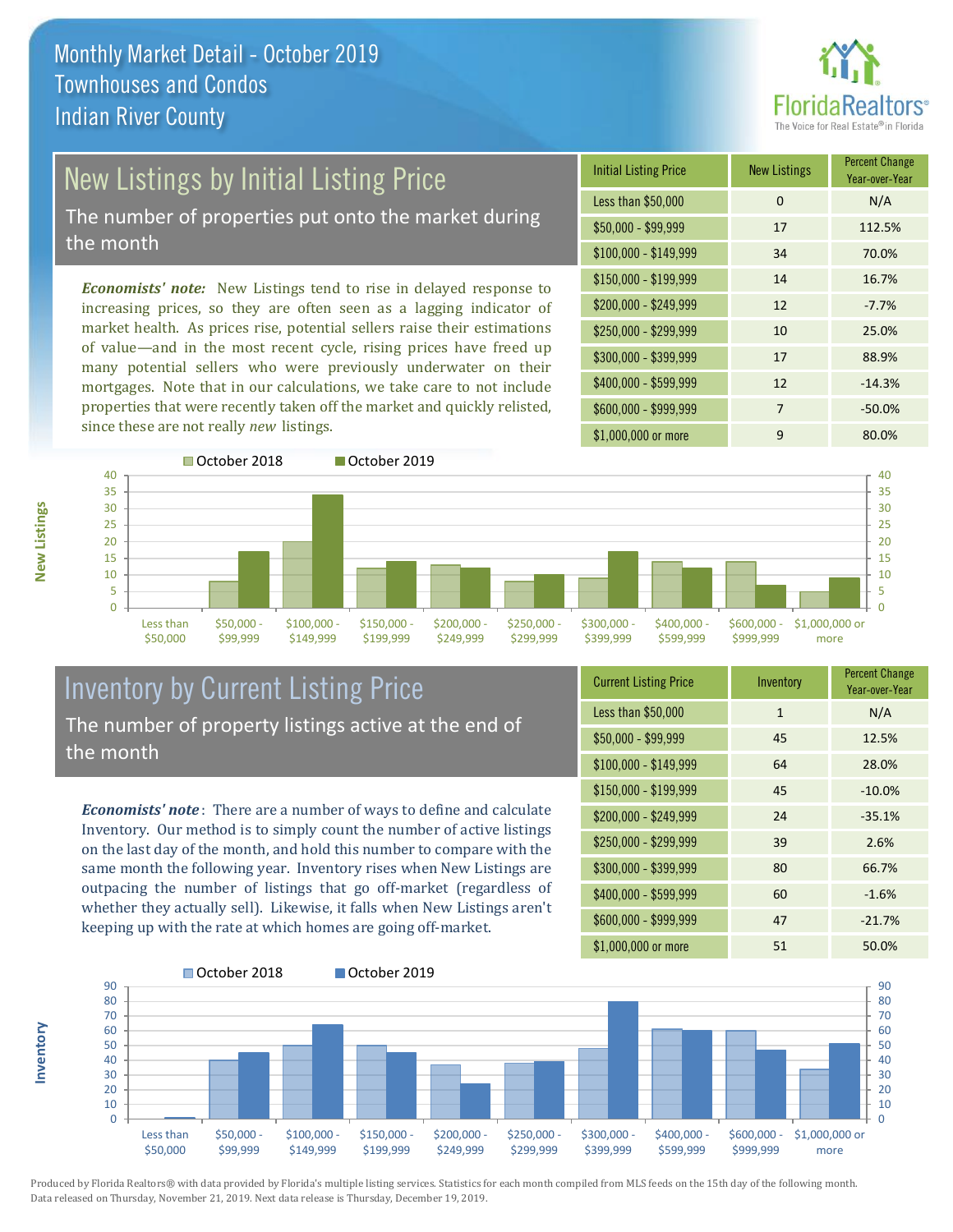# Monthly Market Detail - October 2019
## Townhouses and Condos
## Indian River County

## New Listings by Initial Listing Price

The number of properties put onto the market during the month

*Economists' note:* New Listings tend to rise in delayed response to increasing prices, so they are often seen as a lagging indicator of market health. As prices rise, potential sellers raise their estimations of value—and in the most recent cycle, rising prices have freed up many potential sellers who were previously underwater on their mortgages. Note that in our calculations, we take care to not include properties that were recently taken off the market and quickly relisted, since these are not really *new* listings.

| Initial Listing Price | New Listings | Percent Change Year-over-Year |
|---|---|---|
| Less than $50,000 | 0 | N/A |
| $50,000 - $99,999 | 17 | 112.5% |
| $100,000 - $149,999 | 34 | 70.0% |
| $150,000 - $199,999 | 14 | 16.7% |
| $200,000 - $249,999 | 12 | -7.7% |
| $250,000 - $299,999 | 10 | 25.0% |
| $300,000 - $399,999 | 17 | 88.9% |
| $400,000 - $599,999 | 12 | -14.3% |
| $600,000 - $999,999 | 7 | -50.0% |
| $1,000,000 or more | 9 | 80.0% |

## Inventory by Current Listing Price

The number of property listings active at the end of the month

*Economists' note*: There are a number of ways to define and calculate Inventory. Our method is to simply count the number of active listings on the last day of the month, and hold this number to compare with the same month the following year. Inventory rises when New Listings are outpacing the number of listings that go off-market (regardless of whether they actually sell). Likewise, it falls when New Listings aren't keeping up with the rate at which homes are going off-market.

| Current Listing Price | Inventory | Percent Change Year-over-Year |
|---|---|---|
| Less than $50,000 | 1 | N/A |
| $50,000 - $99,999 | 45 | 12.5% |
| $100,000 - $149,999 | 64 | 28.0% |
| $150,000 - $199,999 | 45 | -10.0% |
| $200,000 - $249,999 | 24 | -35.1% |
| $250,000 - $299,999 | 39 | 2.6% |
| $300,000 - $399,999 | 80 | 66.7% |
| $400,000 - $599,999 | 60 | -1.6% |
| $600,000 - $999,999 | 47 | -21.7% |
| $1,000,000 or more | 51 | 50.0% |

Produced by Florida Realtors® with data provided by Florida's multiple listing services. Statistics for each month compiled from MLS feeds on the 15th day of the following month. Data released on Thursday, November 21, 2019. Next data release is Thursday, December 19, 2019.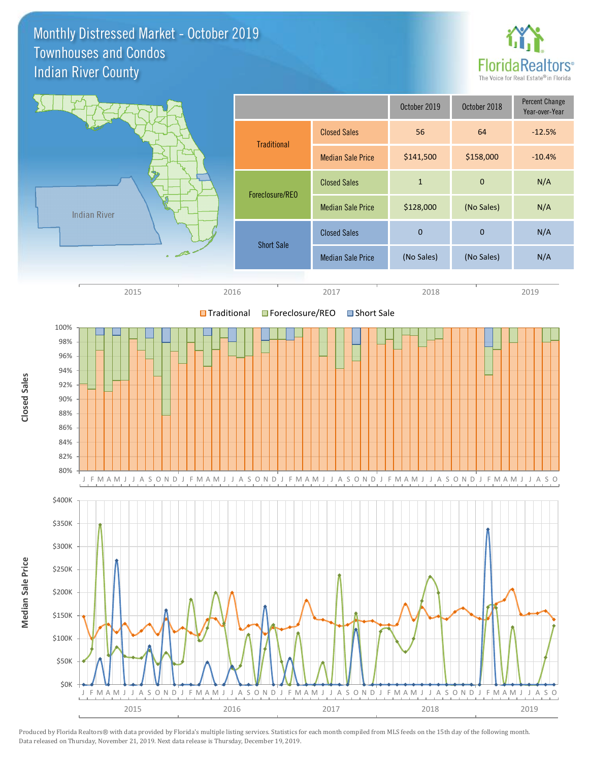# Monthly Distressed Market - October 2019
## Townhouses and Condos
## Indian River County

FloridaRealtors®
The Voice for Real Estate® in Florida

Indian River

| | | October 2019 | October 2018 | Percent Change Year-over-Year |
|---|---|---|---|---|
| Traditional | Closed Sales | 56 | 64 | -12.5% |
| | Median Sale Price | $141,500 | $158,000 | -10.4% |
| Foreclosure/REO | Closed Sales | 1 | 0 | N/A |
| | Median Sale Price | $128,000 | (No Sales) | N/A |
| Short Sale | Closed Sales | 0 | 0 | N/A |
| | Median Sale Price | (No Sales) | (No Sales) | N/A |

2015 2016 2017 2018 2019

Traditional Foreclosure/REO Short Sale

Closed Sales

100% 98% 96% 94% 92% 90% 88% 86% 84% 82% 80%

J F M A M J J A S O N D J F M A M J J A S O N D J F M A M J J A S O N D J F M A M J J A S O N D J F M A M J J A S O

Median Sale Price

$400K $350K $300K $250K $200K $150K $100K $50K $0K

J F M A M J J A S O N D J F M A M J J A S O N D J F M A M J J A S O N D J F M A M J J A S O N D J F M A M J J A S O

2015 2016 2017 2018 2019

Produced by Florida Realtors® with data provided by Florida's multiple listing services. Statistics for each month compiled from MLS feeds on the 15th day of the following month.
Data released on Thursday, November 21, 2019. Next data release is Thursday, December 19, 2019.